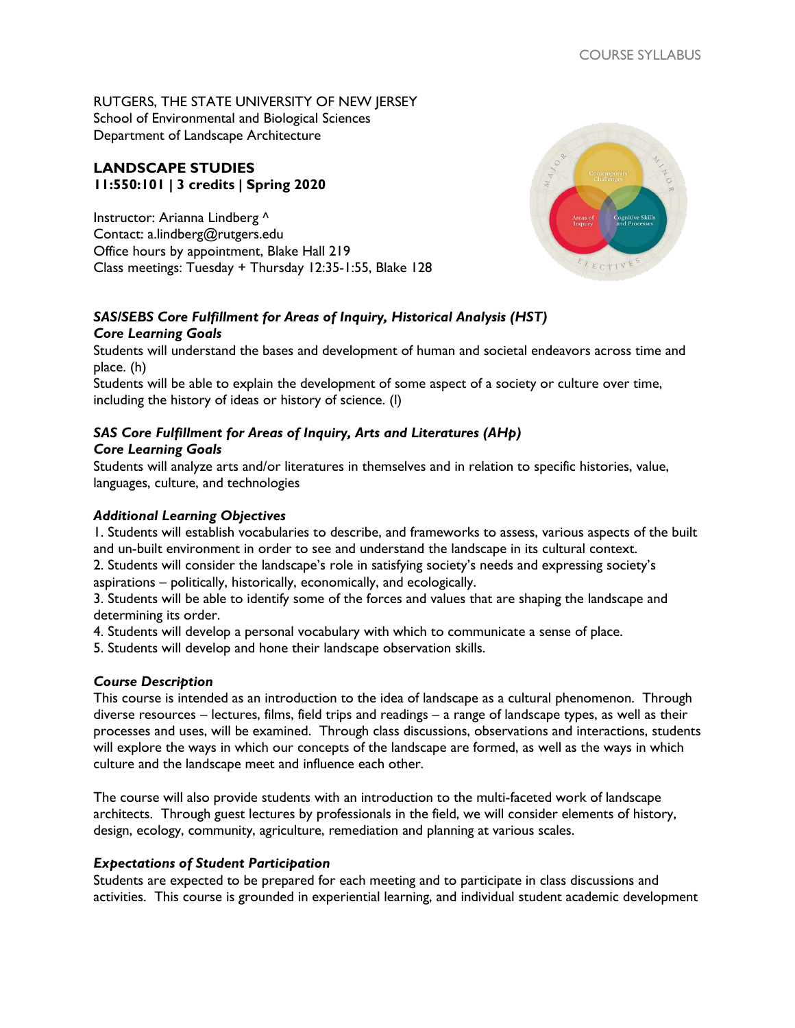RUTGERS, THE STATE UNIVERSITY OF NEW JERSEY
School of Environmental and Biological Sciences
Department of Landscape Architecture

## LANDSCAPE STUDIES
**11:550:101 | 3 credits | Spring 2020**

Instructor: Arianna Lindberg ^
Contact: a.lindberg@rutgers.edu
Office hours by appointment, Blake Hall 219
Class meetings: Tuesday + Thursday 12:35-1:55, Blake 128

### *SAS/SEBS Core Fulfillment for Areas of Inquiry, Historical Analysis (HST)*
***Core Learning Goals***

Students will understand the bases and development of human and societal endeavors across time and place. (h)
Students will be able to explain the development of some aspect of a society or culture over time, including the history of ideas or history of science. (l)

### *SAS Core Fulfillment for Areas of Inquiry, Arts and Literatures (AHp)*
***Core Learning Goals***

Students will analyze arts and/or literatures in themselves and in relation to specific histories, value, languages, culture, and technologies

### *Additional Learning Objectives*

1. Students will establish vocabularies to describe, and frameworks to assess, various aspects of the built and un-built environment in order to see and understand the landscape in its cultural context.
2. Students will consider the landscape's role in satisfying society's needs and expressing society's aspirations – politically, historically, economically, and ecologically.
3. Students will be able to identify some of the forces and values that are shaping the landscape and determining its order.
4. Students will develop a personal vocabulary with which to communicate a sense of place.
5. Students will develop and hone their landscape observation skills.

### *Course Description*

This course is intended as an introduction to the idea of landscape as a cultural phenomenon. Through diverse resources – lectures, films, field trips and readings – a range of landscape types, as well as their processes and uses, will be examined. Through class discussions, observations and interactions, students will explore the ways in which our concepts of the landscape are formed, as well as the ways in which culture and the landscape meet and influence each other.

The course will also provide students with an introduction to the multi-faceted work of landscape architects. Through guest lectures by professionals in the field, we will consider elements of history, design, ecology, community, agriculture, remediation and planning at various scales.

### *Expectations of Student Participation*

Students are expected to be prepared for each meeting and to participate in class discussions and activities. This course is grounded in experiential learning, and individual student academic development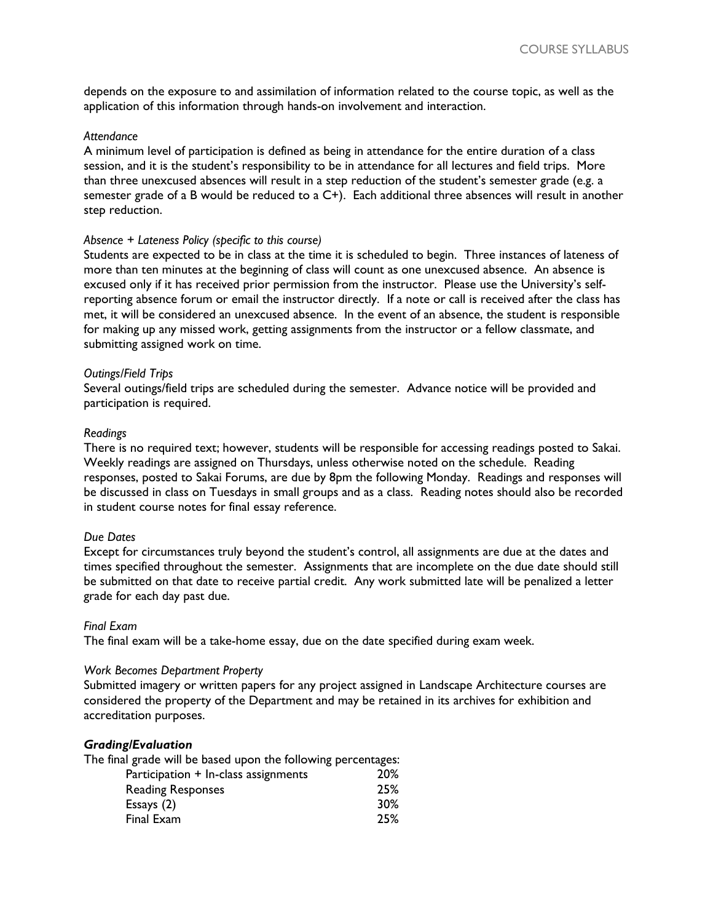depends on the exposure to and assimilation of information related to the course topic, as well as the application of this information through hands-on involvement and interaction.

*Attendance*

A minimum level of participation is defined as being in attendance for the entire duration of a class session, and it is the student's responsibility to be in attendance for all lectures and field trips. More than three unexcused absences will result in a step reduction of the student's semester grade (e.g. a semester grade of a B would be reduced to a C+). Each additional three absences will result in another step reduction.

*Absence + Lateness Policy (specific to this course)*

Students are expected to be in class at the time it is scheduled to begin. Three instances of lateness of more than ten minutes at the beginning of class will count as one unexcused absence. An absence is excused only if it has received prior permission from the instructor. Please use the University's self-reporting absence forum or email the instructor directly. If a note or call is received after the class has met, it will be considered an unexcused absence. In the event of an absence, the student is responsible for making up any missed work, getting assignments from the instructor or a fellow classmate, and submitting assigned work on time.

*Outings/Field Trips*

Several outings/field trips are scheduled during the semester. Advance notice will be provided and participation is required.

*Readings*

There is no required text; however, students will be responsible for accessing readings posted to Sakai. Weekly readings are assigned on Thursdays, unless otherwise noted on the schedule. Reading responses, posted to Sakai Forums, are due by 8pm the following Monday. Readings and responses will be discussed in class on Tuesdays in small groups and as a class. Reading notes should also be recorded in student course notes for final essay reference.

*Due Dates*

Except for circumstances truly beyond the student's control, all assignments are due at the dates and times specified throughout the semester. Assignments that are incomplete on the due date should still be submitted on that date to receive partial credit. Any work submitted late will be penalized a letter grade for each day past due.

*Final Exam*

The final exam will be a take-home essay, due on the date specified during exam week.

*Work Becomes Department Property*

Submitted imagery or written papers for any project assigned in Landscape Architecture courses are considered the property of the Department and may be retained in its archives for exhibition and accreditation purposes.

***Grading/Evaluation***

The final grade will be based upon the following percentages:

| | |
|---|---|
| Participation + In-class assignments | 20% |
| Reading Responses | 25% |
| Essays (2) | 30% |
| Final Exam | 25% |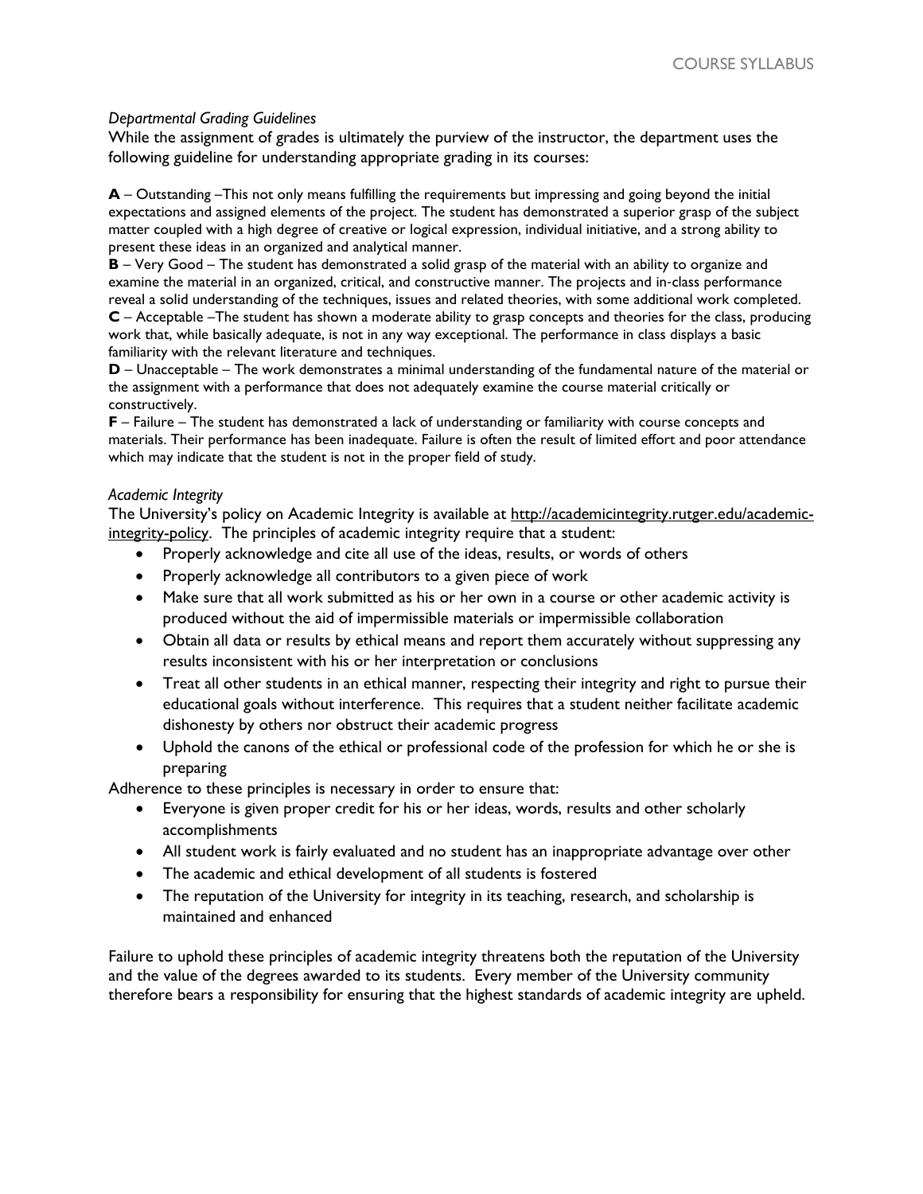*Departmental Grading Guidelines*

While the assignment of grades is ultimately the purview of the instructor, the department uses the following guideline for understanding appropriate grading in its courses:

**A** – Outstanding –This not only means fulfilling the requirements but impressing and going beyond the initial expectations and assigned elements of the project. The student has demonstrated a superior grasp of the subject matter coupled with a high degree of creative or logical expression, individual initiative, and a strong ability to present these ideas in an organized and analytical manner.

**B** – Very Good – The student has demonstrated a solid grasp of the material with an ability to organize and examine the material in an organized, critical, and constructive manner. The projects and in-class performance reveal a solid understanding of the techniques, issues and related theories, with some additional work completed.

**C** – Acceptable –The student has shown a moderate ability to grasp concepts and theories for the class, producing work that, while basically adequate, is not in any way exceptional. The performance in class displays a basic familiarity with the relevant literature and techniques.

**D** – Unacceptable – The work demonstrates a minimal understanding of the fundamental nature of the material or the assignment with a performance that does not adequately examine the course material critically or constructively.

**F** – Failure – The student has demonstrated a lack of understanding or familiarity with course concepts and materials. Their performance has been inadequate. Failure is often the result of limited effort and poor attendance which may indicate that the student is not in the proper field of study.

*Academic Integrity*

The University's policy on Academic Integrity is available at http://academicintegrity.rutger.edu/academic-integrity-policy. The principles of academic integrity require that a student:

- Properly acknowledge and cite all use of the ideas, results, or words of others
- Properly acknowledge all contributors to a given piece of work
- Make sure that all work submitted as his or her own in a course or other academic activity is produced without the aid of impermissible materials or impermissible collaboration
- Obtain all data or results by ethical means and report them accurately without suppressing any results inconsistent with his or her interpretation or conclusions
- Treat all other students in an ethical manner, respecting their integrity and right to pursue their educational goals without interference. This requires that a student neither facilitate academic dishonesty by others nor obstruct their academic progress
- Uphold the canons of the ethical or professional code of the profession for which he or she is preparing

Adherence to these principles is necessary in order to ensure that:

- Everyone is given proper credit for his or her ideas, words, results and other scholarly accomplishments
- All student work is fairly evaluated and no student has an inappropriate advantage over other
- The academic and ethical development of all students is fostered
- The reputation of the University for integrity in its teaching, research, and scholarship is maintained and enhanced

Failure to uphold these principles of academic integrity threatens both the reputation of the University and the value of the degrees awarded to its students. Every member of the University community therefore bears a responsibility for ensuring that the highest standards of academic integrity are upheld.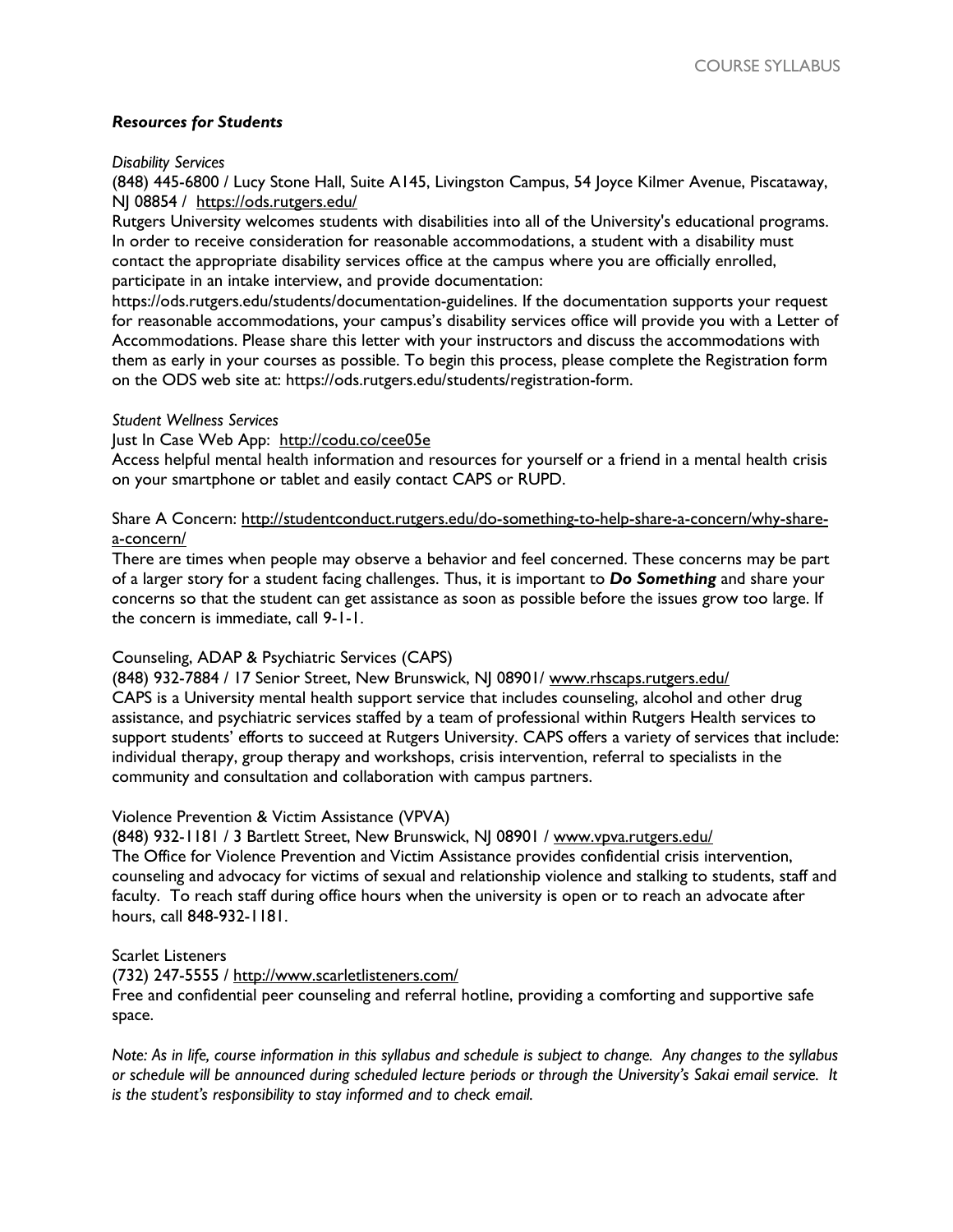### *Resources for Students*

*Disability Services*

(848) 445-6800 / Lucy Stone Hall, Suite A145, Livingston Campus, 54 Joyce Kilmer Avenue, Piscataway, NJ 08854 / https://ods.rutgers.edu/

Rutgers University welcomes students with disabilities into all of the University's educational programs. In order to receive consideration for reasonable accommodations, a student with a disability must contact the appropriate disability services office at the campus where you are officially enrolled, participate in an intake interview, and provide documentation: https://ods.rutgers.edu/students/documentation-guidelines. If the documentation supports your request for reasonable accommodations, your campus's disability services office will provide you with a Letter of Accommodations. Please share this letter with your instructors and discuss the accommodations with them as early in your courses as possible. To begin this process, please complete the Registration form on the ODS web site at: https://ods.rutgers.edu/students/registration-form.

*Student Wellness Services*

Just In Case Web App: http://codu.co/cee05e

Access helpful mental health information and resources for yourself or a friend in a mental health crisis on your smartphone or tablet and easily contact CAPS or RUPD.

Share A Concern: http://studentconduct.rutgers.edu/do-something-to-help-share-a-concern/why-share-a-concern/

There are times when people may observe a behavior and feel concerned. These concerns may be part of a larger story for a student facing challenges. Thus, it is important to ***Do Something*** and share your concerns so that the student can get assistance as soon as possible before the issues grow too large. If the concern is immediate, call 9-1-1.

Counseling, ADAP & Psychiatric Services (CAPS)

(848) 932-7884 / 17 Senior Street, New Brunswick, NJ 08901/ www.rhscaps.rutgers.edu/

CAPS is a University mental health support service that includes counseling, alcohol and other drug assistance, and psychiatric services staffed by a team of professional within Rutgers Health services to support students' efforts to succeed at Rutgers University. CAPS offers a variety of services that include: individual therapy, group therapy and workshops, crisis intervention, referral to specialists in the community and consultation and collaboration with campus partners.

Violence Prevention & Victim Assistance (VPVA)

(848) 932-1181 / 3 Bartlett Street, New Brunswick, NJ 08901 / www.vpva.rutgers.edu/

The Office for Violence Prevention and Victim Assistance provides confidential crisis intervention, counseling and advocacy for victims of sexual and relationship violence and stalking to students, staff and faculty. To reach staff during office hours when the university is open or to reach an advocate after hours, call 848-932-1181.

Scarlet Listeners

(732) 247-5555 / http://www.scarletlisteners.com/

Free and confidential peer counseling and referral hotline, providing a comforting and supportive safe space.

*Note: As in life, course information in this syllabus and schedule is subject to change. Any changes to the syllabus or schedule will be announced during scheduled lecture periods or through the University's Sakai email service. It is the student's responsibility to stay informed and to check email.*